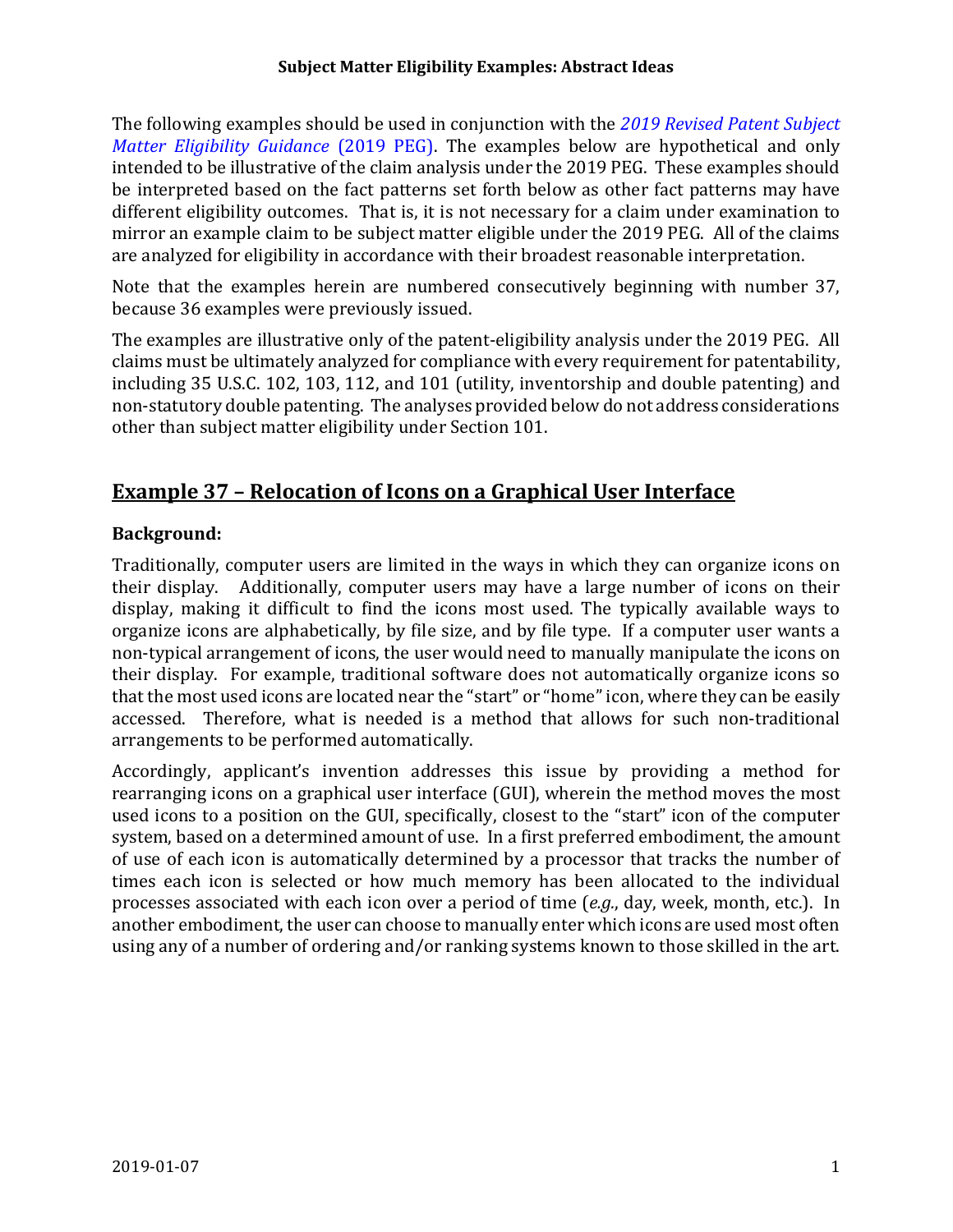# Subject Matter Eligibility Examples: Abstract Ideas

The following examples should be used in conjunction with the *2019 Revised Patent Subject Matter Eligibility Guidance* (2019 PEG). The examples below are hypothetical and only intended to be illustrative of the claim analysis under the 2019 PEG. These examples should be interpreted based on the fact patterns set forth below as other fact patterns may have different eligibility outcomes. That is, it is not necessary for a claim under examination to mirror an example claim to be subject matter eligible under the 2019 PEG. All of the claims are analyzed for eligibility in accordance with their broadest reasonable interpretation.

Note that the examples herein are numbered consecutively beginning with number 37, because 36 examples were previously issued.

The examples are illustrative only of the patent-eligibility analysis under the 2019 PEG. All claims must be ultimately analyzed for compliance with every requirement for patentability, including 35 U.S.C. 102, 103, 112, and 101 (utility, inventorship and double patenting) and non-statutory double patenting. The analyses provided below do not address considerations other than subject matter eligibility under Section 101.

## Example 37 – Relocation of Icons on a Graphical User Interface

### Background:

Traditionally, computer users are limited in the ways in which they can organize icons on their display. Additionally, computer users may have a large number of icons on their display, making it difficult to find the icons most used. The typically available ways to organize icons are alphabetically, by file size, and by file type. If a computer user wants a non-typical arrangement of icons, the user would need to manually manipulate the icons on their display. For example, traditional software does not automatically organize icons so that the most used icons are located near the "start" or "home" icon, where they can be easily accessed. Therefore, what is needed is a method that allows for such non-traditional arrangements to be performed automatically.

Accordingly, applicant's invention addresses this issue by providing a method for rearranging icons on a graphical user interface (GUI), wherein the method moves the most used icons to a position on the GUI, specifically, closest to the "start" icon of the computer system, based on a determined amount of use. In a first preferred embodiment, the amount of use of each icon is automatically determined by a processor that tracks the number of times each icon is selected or how much memory has been allocated to the individual processes associated with each icon over a period of time (*e.g.*, day, week, month, etc.). In another embodiment, the user can choose to manually enter which icons are used most often using any of a number of ordering and/or ranking systems known to those skilled in the art.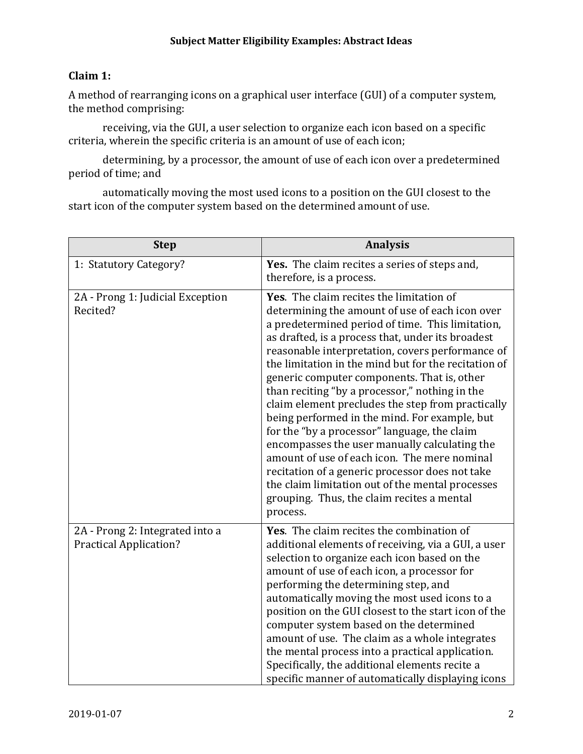**Claim 1:**

A method of rearranging icons on a graphical user interface (GUI) of a computer system, the method comprising:

receiving, via the GUI, a user selection to organize each icon based on a specific criteria, wherein the specific criteria is an amount of use of each icon;

determining, by a processor, the amount of use of each icon over a predetermined period of time; and

automatically moving the most used icons to a position on the GUI closest to the start icon of the computer system based on the determined amount of use.

| Step | Analysis |
|---|---|
| 1: Statutory Category? | **Yes.** The claim recites a series of steps and, therefore, is a process. |
| 2A - Prong 1: Judicial Exception Recited? | **Yes**. The claim recites the limitation of determining the amount of use of each icon over a predetermined period of time. This limitation, as drafted, is a process that, under its broadest reasonable interpretation, covers performance of the limitation in the mind but for the recitation of generic computer components. That is, other than reciting "by a processor," nothing in the claim element precludes the step from practically being performed in the mind. For example, but for the "by a processor" language, the claim encompasses the user manually calculating the amount of use of each icon. The mere nominal recitation of a generic processor does not take the claim limitation out of the mental processes grouping. Thus, the claim recites a mental process. |
| 2A - Prong 2: Integrated into a Practical Application? | **Yes**. The claim recites the combination of additional elements of receiving, via a GUI, a user selection to organize each icon based on the amount of use of each icon, a processor for performing the determining step, and automatically moving the most used icons to a position on the GUI closest to the start icon of the computer system based on the determined amount of use. The claim as a whole integrates the mental process into a practical application. Specifically, the additional elements recite a specific manner of automatically displaying icons |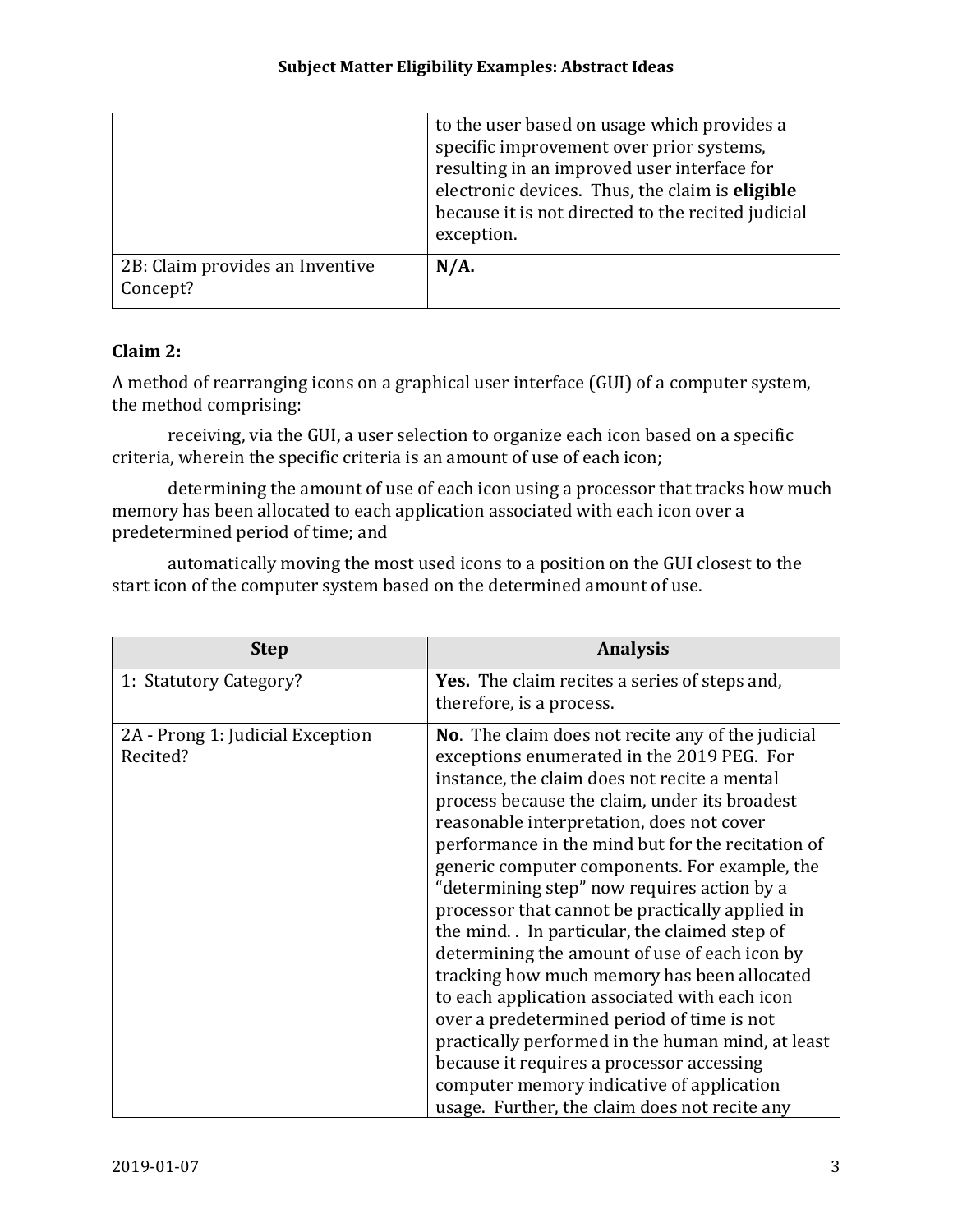| | |
|---|---|
| | to the user based on usage which provides a specific improvement over prior systems, resulting in an improved user interface for electronic devices. Thus, the claim is **eligible** because it is not directed to the recited judicial exception. |
| 2B: Claim provides an Inventive Concept? | **N/A.** |

**Claim 2:**

A method of rearranging icons on a graphical user interface (GUI) of a computer system, the method comprising:

receiving, via the GUI, a user selection to organize each icon based on a specific criteria, wherein the specific criteria is an amount of use of each icon;

determining the amount of use of each icon using a processor that tracks how much memory has been allocated to each application associated with each icon over a predetermined period of time; and

automatically moving the most used icons to a position on the GUI closest to the start icon of the computer system based on the determined amount of use.

| Step | Analysis |
|---|---|
| 1: Statutory Category? | **Yes.** The claim recites a series of steps and, therefore, is a process. |
| 2A - Prong 1: Judicial Exception Recited? | **No**. The claim does not recite any of the judicial exceptions enumerated in the 2019 PEG. For instance, the claim does not recite a mental process because the claim, under its broadest reasonable interpretation, does not cover performance in the mind but for the recitation of generic computer components. For example, the "determining step" now requires action by a processor that cannot be practically applied in the mind. . In particular, the claimed step of determining the amount of use of each icon by tracking how much memory has been allocated to each application associated with each icon over a predetermined period of time is not practically performed in the human mind, at least because it requires a processor accessing computer memory indicative of application usage. Further, the claim does not recite any |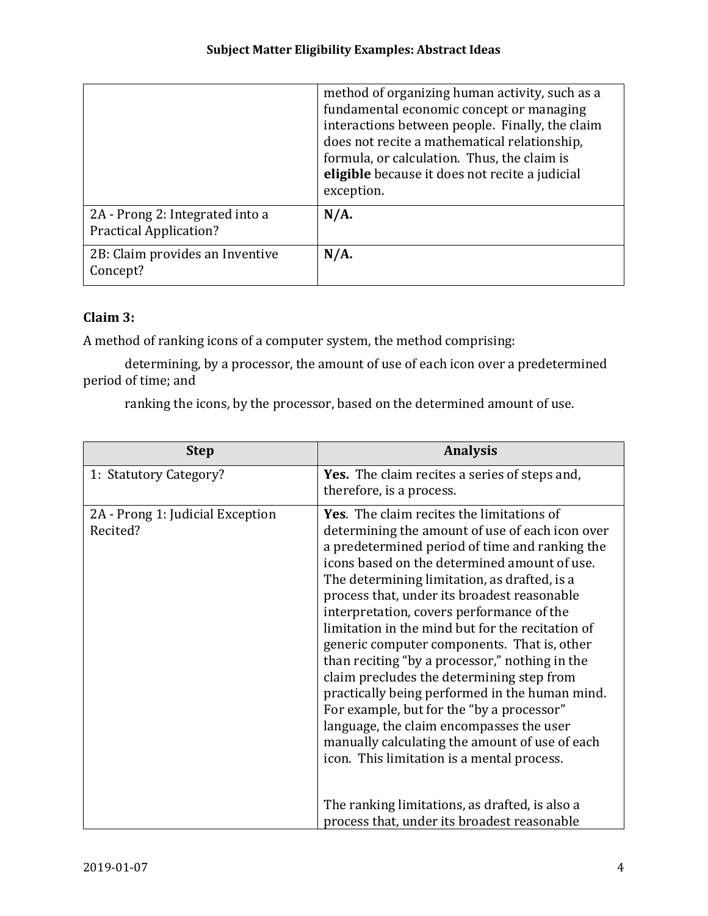| | |
|---|---|
| | method of organizing human activity, such as a fundamental economic concept or managing interactions between people. Finally, the claim does not recite a mathematical relationship, formula, or calculation. Thus, the claim is **eligible** because it does not recite a judicial exception. |
| 2A - Prong 2: Integrated into a Practical Application? | **N/A.** |
| 2B: Claim provides an Inventive Concept? | **N/A.** |

**Claim 3:**

A method of ranking icons of a computer system, the method comprising:

determining, by a processor, the amount of use of each icon over a predetermined period of time; and

ranking the icons, by the processor, based on the determined amount of use.

| Step | Analysis |
|---|---|
| 1: Statutory Category? | **Yes.** The claim recites a series of steps and, therefore, is a process. |
| 2A - Prong 1: Judicial Exception Recited? | **Yes**. The claim recites the limitations of determining the amount of use of each icon over a predetermined period of time and ranking the icons based on the determined amount of use. The determining limitation, as drafted, is a process that, under its broadest reasonable interpretation, covers performance of the limitation in the mind but for the recitation of generic computer components. That is, other than reciting "by a processor," nothing in the claim precludes the determining step from practically being performed in the human mind. For example, but for the "by a processor" language, the claim encompasses the user manually calculating the amount of use of each icon. This limitation is a mental process.<br><br>The ranking limitations, as drafted, is also a process that, under its broadest reasonable |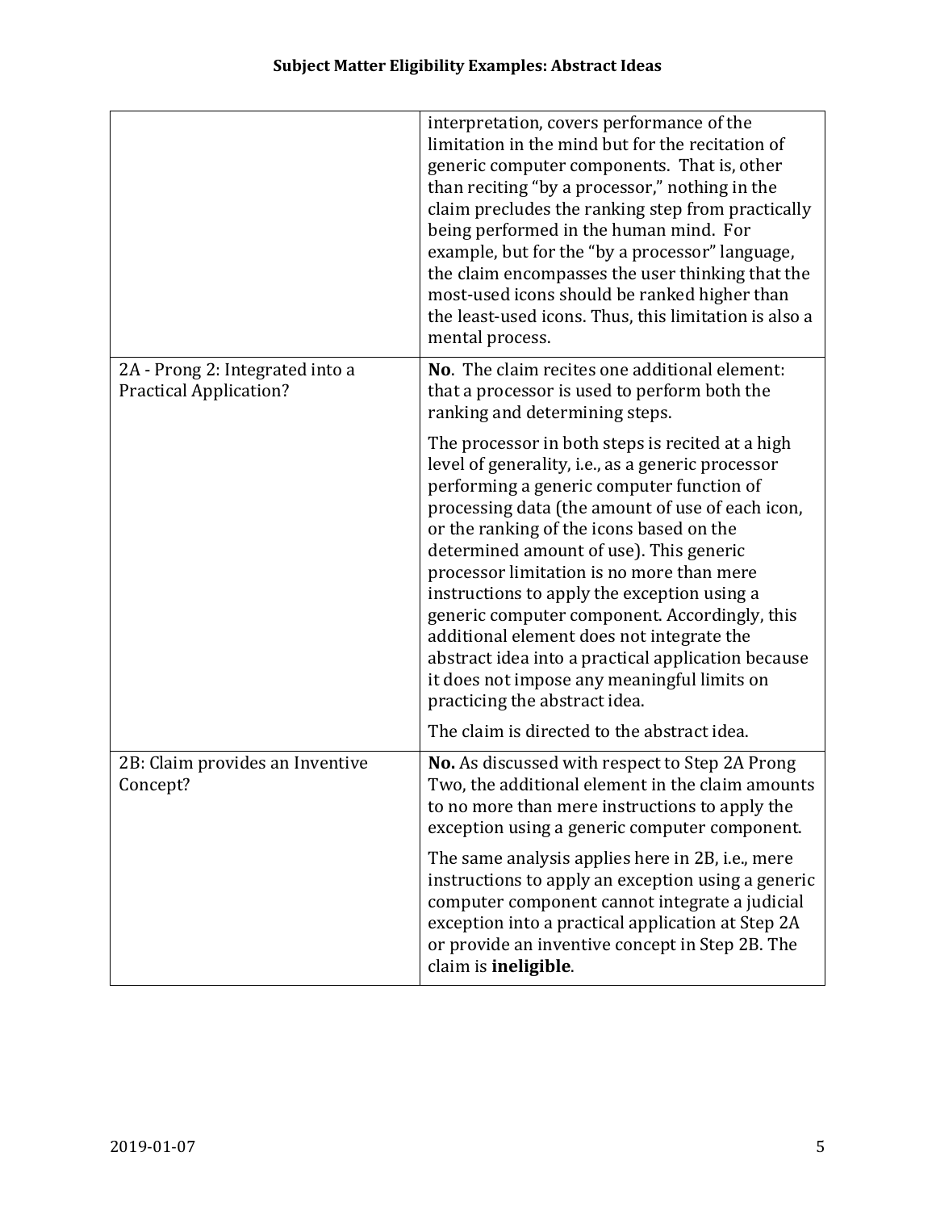| | |
|---|---|
| | interpretation, covers performance of the limitation in the mind but for the recitation of generic computer components. That is, other than reciting "by a processor," nothing in the claim precludes the ranking step from practically being performed in the human mind. For example, but for the "by a processor" language, the claim encompasses the user thinking that the most-used icons should be ranked higher than the least-used icons. Thus, this limitation is also a mental process. |
| 2A - Prong 2: Integrated into a Practical Application? | **No**. The claim recites one additional element: that a processor is used to perform both the ranking and determining steps.<br><br>The processor in both steps is recited at a high level of generality, i.e., as a generic processor performing a generic computer function of processing data (the amount of use of each icon, or the ranking of the icons based on the determined amount of use). This generic processor limitation is no more than mere instructions to apply the exception using a generic computer component. Accordingly, this additional element does not integrate the abstract idea into a practical application because it does not impose any meaningful limits on practicing the abstract idea.<br><br>The claim is directed to the abstract idea. |
| 2B: Claim provides an Inventive Concept? | **No.** As discussed with respect to Step 2A Prong Two, the additional element in the claim amounts to no more than mere instructions to apply the exception using a generic computer component.<br><br>The same analysis applies here in 2B, i.e., mere instructions to apply an exception using a generic computer component cannot integrate a judicial exception into a practical application at Step 2A or provide an inventive concept in Step 2B. The claim is **ineligible**. |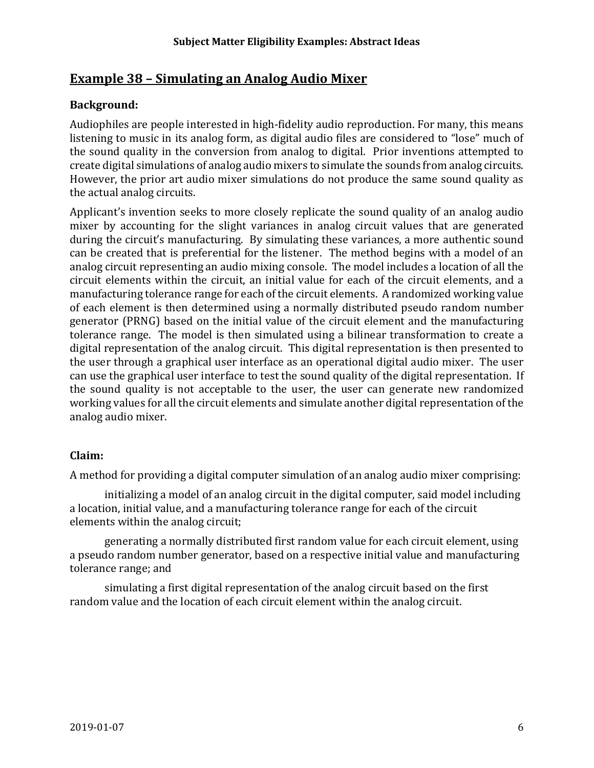## Example 38 – Simulating an Analog Audio Mixer

### Background:

Audiophiles are people interested in high-fidelity audio reproduction. For many, this means listening to music in its analog form, as digital audio files are considered to "lose" much of the sound quality in the conversion from analog to digital. Prior inventions attempted to create digital simulations of analog audio mixers to simulate the sounds from analog circuits. However, the prior art audio mixer simulations do not produce the same sound quality as the actual analog circuits.

Applicant's invention seeks to more closely replicate the sound quality of an analog audio mixer by accounting for the slight variances in analog circuit values that are generated during the circuit's manufacturing. By simulating these variances, a more authentic sound can be created that is preferential for the listener. The method begins with a model of an analog circuit representing an audio mixing console. The model includes a location of all the circuit elements within the circuit, an initial value for each of the circuit elements, and a manufacturing tolerance range for each of the circuit elements. A randomized working value of each element is then determined using a normally distributed pseudo random number generator (PRNG) based on the initial value of the circuit element and the manufacturing tolerance range. The model is then simulated using a bilinear transformation to create a digital representation of the analog circuit. This digital representation is then presented to the user through a graphical user interface as an operational digital audio mixer. The user can use the graphical user interface to test the sound quality of the digital representation. If the sound quality is not acceptable to the user, the user can generate new randomized working values for all the circuit elements and simulate another digital representation of the analog audio mixer.

### Claim:

A method for providing a digital computer simulation of an analog audio mixer comprising:

initializing a model of an analog circuit in the digital computer, said model including a location, initial value, and a manufacturing tolerance range for each of the circuit elements within the analog circuit;

generating a normally distributed first random value for each circuit element, using a pseudo random number generator, based on a respective initial value and manufacturing tolerance range; and

simulating a first digital representation of the analog circuit based on the first random value and the location of each circuit element within the analog circuit.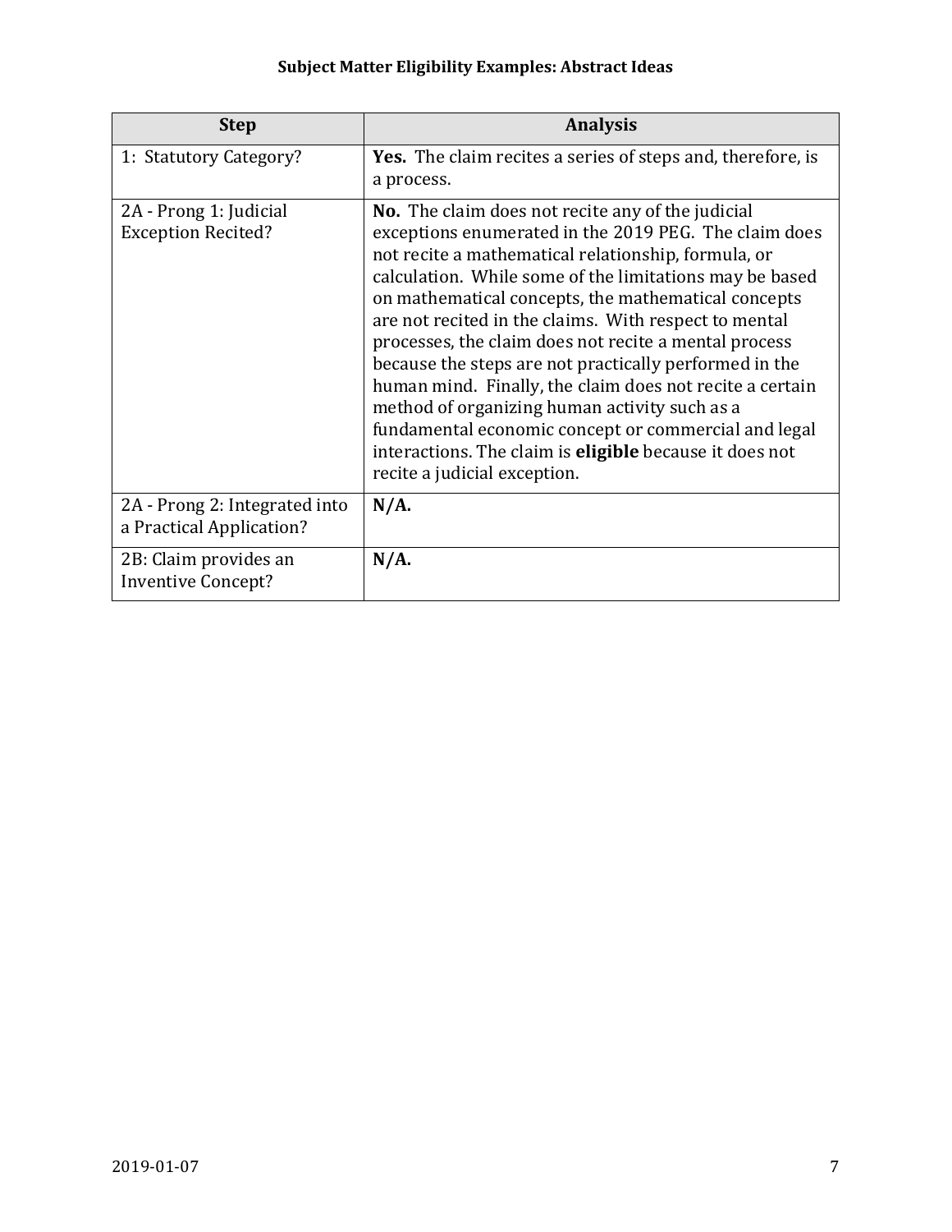| Step | Analysis |
|---|---|
| 1: Statutory Category? | **Yes.** The claim recites a series of steps and, therefore, is a process. |
| 2A - Prong 1: Judicial Exception Recited? | **No.** The claim does not recite any of the judicial exceptions enumerated in the 2019 PEG. The claim does not recite a mathematical relationship, formula, or calculation. While some of the limitations may be based on mathematical concepts, the mathematical concepts are not recited in the claims. With respect to mental processes, the claim does not recite a mental process because the steps are not practically performed in the human mind. Finally, the claim does not recite a certain method of organizing human activity such as a fundamental economic concept or commercial and legal interactions. The claim is **eligible** because it does not recite a judicial exception. |
| 2A - Prong 2: Integrated into a Practical Application? | **N/A.** |
| 2B: Claim provides an Inventive Concept? | **N/A.** |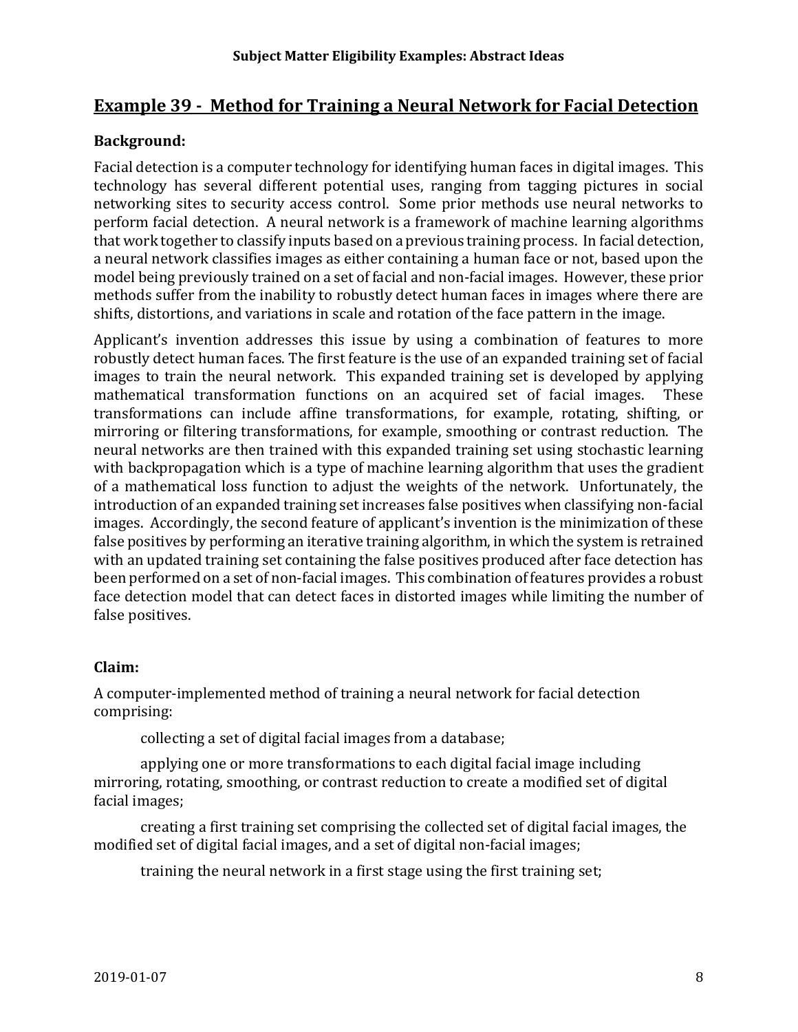## Example 39 - Method for Training a Neural Network for Facial Detection

**Background:**

Facial detection is a computer technology for identifying human faces in digital images. This technology has several different potential uses, ranging from tagging pictures in social networking sites to security access control. Some prior methods use neural networks to perform facial detection. A neural network is a framework of machine learning algorithms that work together to classify inputs based on a previous training process. In facial detection, a neural network classifies images as either containing a human face or not, based upon the model being previously trained on a set of facial and non-facial images. However, these prior methods suffer from the inability to robustly detect human faces in images where there are shifts, distortions, and variations in scale and rotation of the face pattern in the image.

Applicant's invention addresses this issue by using a combination of features to more robustly detect human faces. The first feature is the use of an expanded training set of facial images to train the neural network. This expanded training set is developed by applying mathematical transformation functions on an acquired set of facial images. These transformations can include affine transformations, for example, rotating, shifting, or mirroring or filtering transformations, for example, smoothing or contrast reduction. The neural networks are then trained with this expanded training set using stochastic learning with backpropagation which is a type of machine learning algorithm that uses the gradient of a mathematical loss function to adjust the weights of the network. Unfortunately, the introduction of an expanded training set increases false positives when classifying non-facial images. Accordingly, the second feature of applicant's invention is the minimization of these false positives by performing an iterative training algorithm, in which the system is retrained with an updated training set containing the false positives produced after face detection has been performed on a set of non-facial images. This combination of features provides a robust face detection model that can detect faces in distorted images while limiting the number of false positives.

**Claim:**

A computer-implemented method of training a neural network for facial detection comprising:

collecting a set of digital facial images from a database;

applying one or more transformations to each digital facial image including mirroring, rotating, smoothing, or contrast reduction to create a modified set of digital facial images;

creating a first training set comprising the collected set of digital facial images, the modified set of digital facial images, and a set of digital non-facial images;

training the neural network in a first stage using the first training set;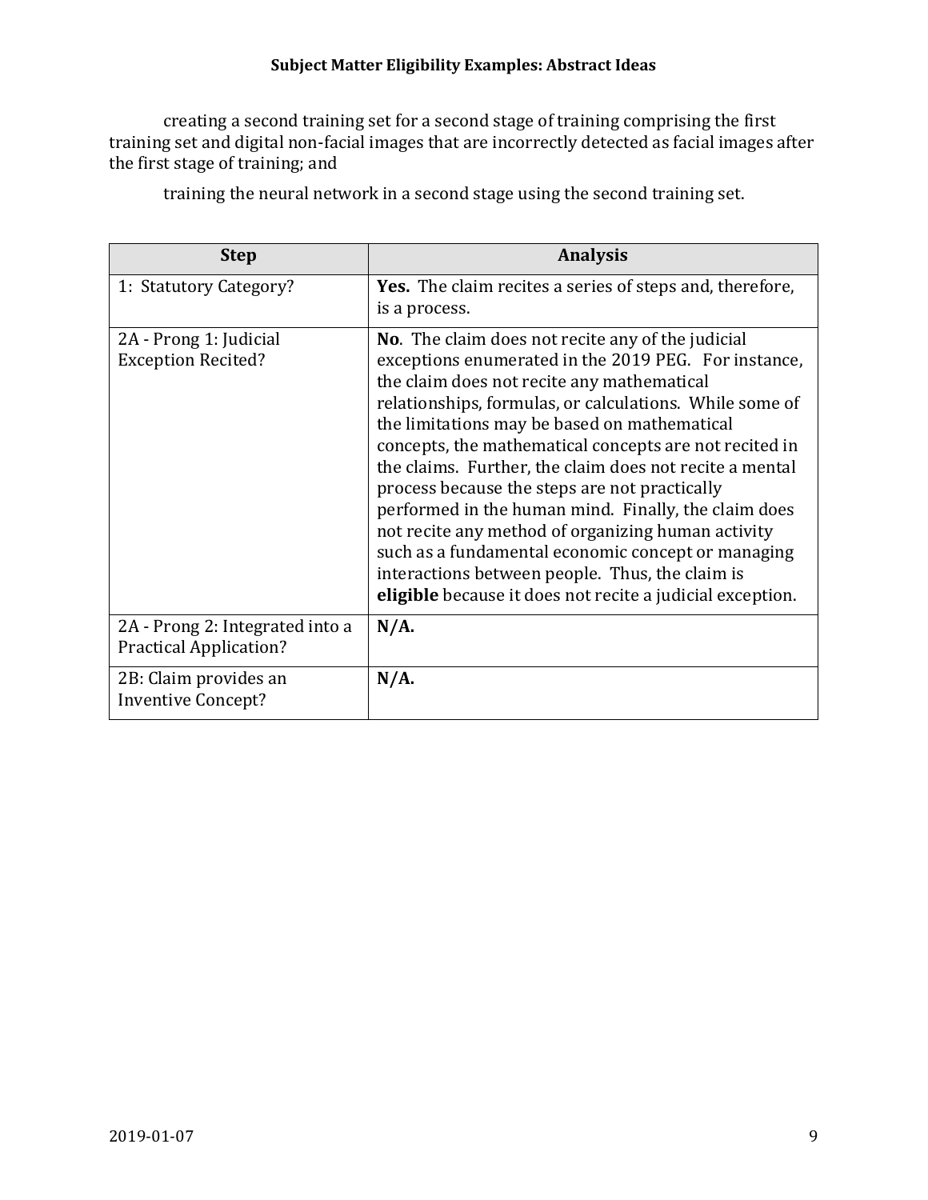creating a second training set for a second stage of training comprising the first training set and digital non-facial images that are incorrectly detected as facial images after the first stage of training; and

training the neural network in a second stage using the second training set.

| Step | Analysis |
|---|---|
| 1: Statutory Category? | **Yes.** The claim recites a series of steps and, therefore, is a process. |
| 2A - Prong 1: Judicial Exception Recited? | **No**. The claim does not recite any of the judicial exceptions enumerated in the 2019 PEG. For instance, the claim does not recite any mathematical relationships, formulas, or calculations. While some of the limitations may be based on mathematical concepts, the mathematical concepts are not recited in the claims. Further, the claim does not recite a mental process because the steps are not practically performed in the human mind. Finally, the claim does not recite any method of organizing human activity such as a fundamental economic concept or managing interactions between people. Thus, the claim is **eligible** because it does not recite a judicial exception. |
| 2A - Prong 2: Integrated into a Practical Application? | **N/A.** |
| 2B: Claim provides an Inventive Concept? | **N/A.** |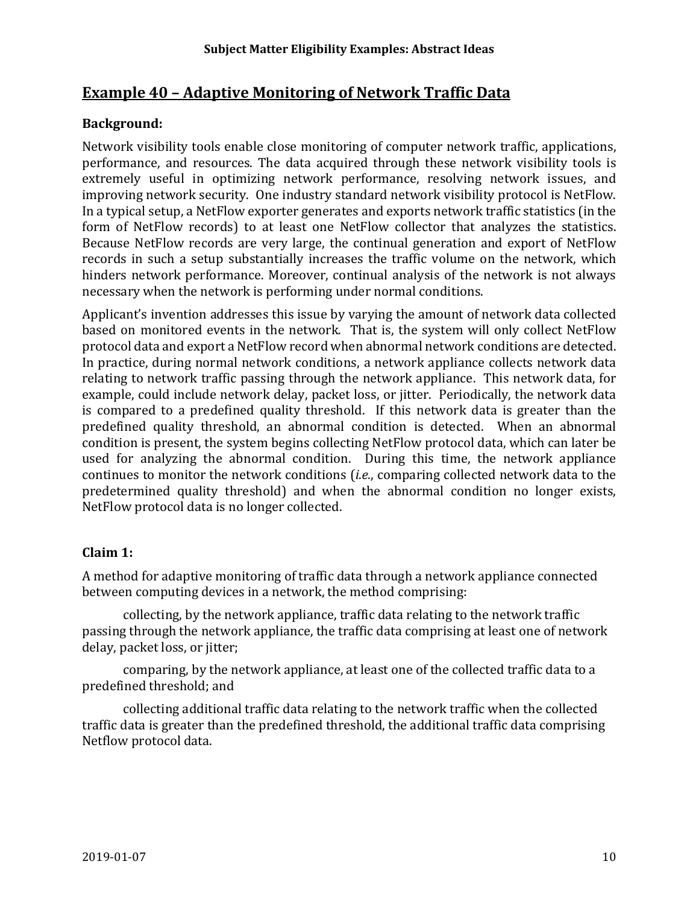## Example 40 – Adaptive Monitoring of Network Traffic Data

### Background:

Network visibility tools enable close monitoring of computer network traffic, applications, performance, and resources. The data acquired through these network visibility tools is extremely useful in optimizing network performance, resolving network issues, and improving network security. One industry standard network visibility protocol is NetFlow. In a typical setup, a NetFlow exporter generates and exports network traffic statistics (in the form of NetFlow records) to at least one NetFlow collector that analyzes the statistics. Because NetFlow records are very large, the continual generation and export of NetFlow records in such a setup substantially increases the traffic volume on the network, which hinders network performance. Moreover, continual analysis of the network is not always necessary when the network is performing under normal conditions.

Applicant's invention addresses this issue by varying the amount of network data collected based on monitored events in the network. That is, the system will only collect NetFlow protocol data and export a NetFlow record when abnormal network conditions are detected. In practice, during normal network conditions, a network appliance collects network data relating to network traffic passing through the network appliance. This network data, for example, could include network delay, packet loss, or jitter. Periodically, the network data is compared to a predefined quality threshold. If this network data is greater than the predefined quality threshold, an abnormal condition is detected. When an abnormal condition is present, the system begins collecting NetFlow protocol data, which can later be used for analyzing the abnormal condition. During this time, the network appliance continues to monitor the network conditions (*i.e.*, comparing collected network data to the predetermined quality threshold) and when the abnormal condition no longer exists, NetFlow protocol data is no longer collected.

### Claim 1:

A method for adaptive monitoring of traffic data through a network appliance connected between computing devices in a network, the method comprising:

collecting, by the network appliance, traffic data relating to the network traffic passing through the network appliance, the traffic data comprising at least one of network delay, packet loss, or jitter;

comparing, by the network appliance, at least one of the collected traffic data to a predefined threshold; and

collecting additional traffic data relating to the network traffic when the collected traffic data is greater than the predefined threshold, the additional traffic data comprising Netflow protocol data.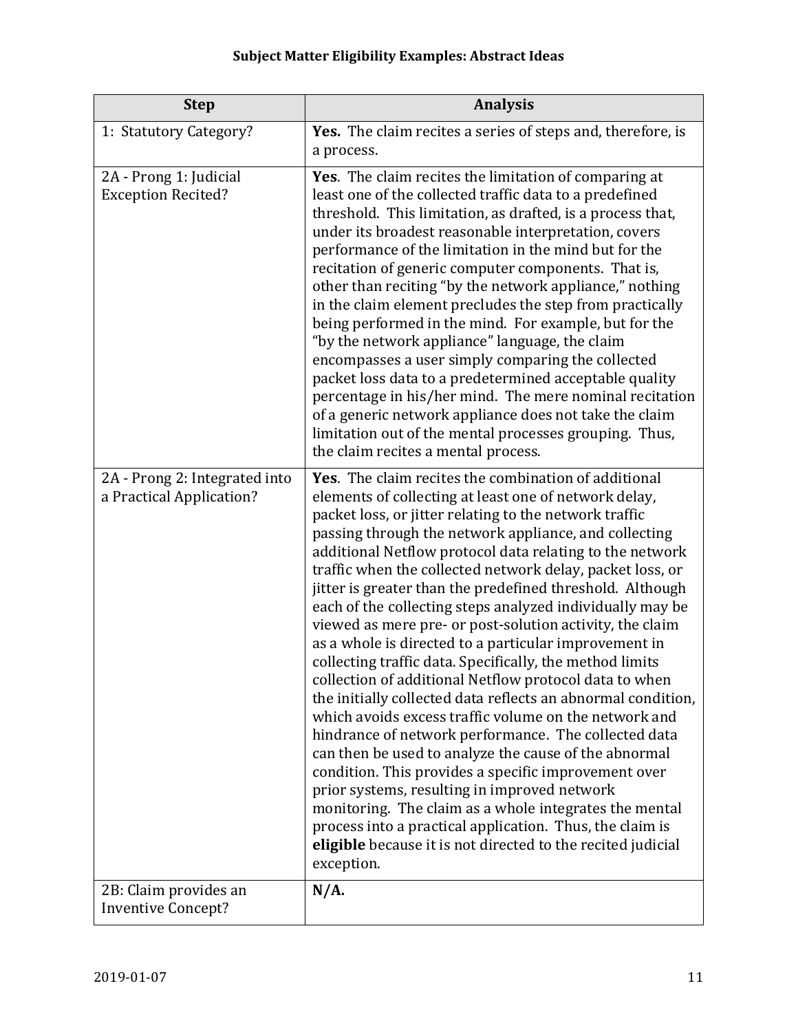| Step | Analysis |
|---|---|
| 1: Statutory Category? | **Yes.** The claim recites a series of steps and, therefore, is a process. |
| 2A - Prong 1: Judicial Exception Recited? | **Yes.** The claim recites the limitation of comparing at least one of the collected traffic data to a predefined threshold. This limitation, as drafted, is a process that, under its broadest reasonable interpretation, covers performance of the limitation in the mind but for the recitation of generic computer components. That is, other than reciting "by the network appliance," nothing in the claim element precludes the step from practically being performed in the mind. For example, but for the "by the network appliance" language, the claim encompasses a user simply comparing the collected packet loss data to a predetermined acceptable quality percentage in his/her mind. The mere nominal recitation of a generic network appliance does not take the claim limitation out of the mental processes grouping. Thus, the claim recites a mental process. |
| 2A - Prong 2: Integrated into a Practical Application? | **Yes**. The claim recites the combination of additional elements of collecting at least one of network delay, packet loss, or jitter relating to the network traffic passing through the network appliance, and collecting additional Netflow protocol data relating to the network traffic when the collected network delay, packet loss, or jitter is greater than the predefined threshold. Although each of the collecting steps analyzed individually may be viewed as mere pre- or post-solution activity, the claim as a whole is directed to a particular improvement in collecting traffic data. Specifically, the method limits collection of additional Netflow protocol data to when the initially collected data reflects an abnormal condition, which avoids excess traffic volume on the network and hindrance of network performance. The collected data can then be used to analyze the cause of the abnormal condition. This provides a specific improvement over prior systems, resulting in improved network monitoring. The claim as a whole integrates the mental process into a practical application. Thus, the claim is **eligible** because it is not directed to the recited judicial exception. |
| 2B: Claim provides an Inventive Concept? | **N/A.** |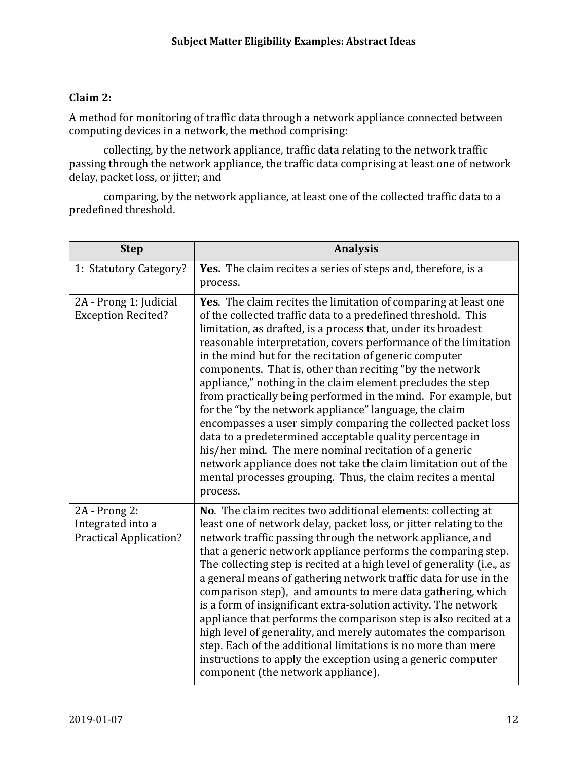**Claim 2:**

A method for monitoring of traffic data through a network appliance connected between computing devices in a network, the method comprising:

collecting, by the network appliance, traffic data relating to the network traffic passing through the network appliance, the traffic data comprising at least one of network delay, packet loss, or jitter; and

comparing, by the network appliance, at least one of the collected traffic data to a predefined threshold.

| Step | Analysis |
|---|---|
| 1: Statutory Category? | **Yes.** The claim recites a series of steps and, therefore, is a process. |
| 2A - Prong 1: Judicial Exception Recited? | **Yes**. The claim recites the limitation of comparing at least one of the collected traffic data to a predefined threshold. This limitation, as drafted, is a process that, under its broadest reasonable interpretation, covers performance of the limitation in the mind but for the recitation of generic computer components. That is, other than reciting "by the network appliance," nothing in the claim element precludes the step from practically being performed in the mind. For example, but for the "by the network appliance" language, the claim encompasses a user simply comparing the collected packet loss data to a predetermined acceptable quality percentage in his/her mind. The mere nominal recitation of a generic network appliance does not take the claim limitation out of the mental processes grouping. Thus, the claim recites a mental process. |
| 2A - Prong 2: Integrated into a Practical Application? | **No**. The claim recites two additional elements: collecting at least one of network delay, packet loss, or jitter relating to the network traffic passing through the network appliance, and that a generic network appliance performs the comparing step. The collecting step is recited at a high level of generality (i.e., as a general means of gathering network traffic data for use in the comparison step), and amounts to mere data gathering, which is a form of insignificant extra-solution activity. The network appliance that performs the comparison step is also recited at a high level of generality, and merely automates the comparison step. Each of the additional limitations is no more than mere instructions to apply the exception using a generic computer component (the network appliance). |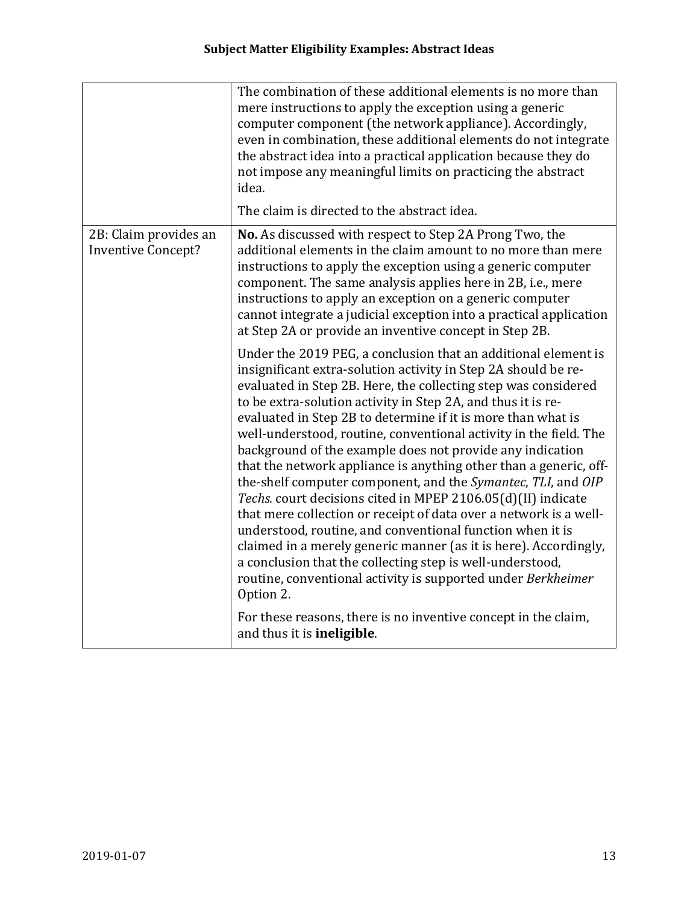| | |
|---|---|
| | The combination of these additional elements is no more than mere instructions to apply the exception using a generic computer component (the network appliance). Accordingly, even in combination, these additional elements do not integrate the abstract idea into a practical application because they do not impose any meaningful limits on practicing the abstract idea.<br><br>The claim is directed to the abstract idea. |
| 2B: Claim provides an Inventive Concept? | **No.** As discussed with respect to Step 2A Prong Two, the additional elements in the claim amount to no more than mere instructions to apply the exception using a generic computer component. The same analysis applies here in 2B, i.e., mere instructions to apply an exception on a generic computer cannot integrate a judicial exception into a practical application at Step 2A or provide an inventive concept in Step 2B.<br><br>Under the 2019 PEG, a conclusion that an additional element is insignificant extra-solution activity in Step 2A should be re-evaluated in Step 2B. Here, the collecting step was considered to be extra-solution activity in Step 2A, and thus it is re-evaluated in Step 2B to determine if it is more than what is well-understood, routine, conventional activity in the field. The background of the example does not provide any indication that the network appliance is anything other than a generic, off-the-shelf computer component, and the *Symantec*, *TLI*, and *OIP Techs.* court decisions cited in MPEP 2106.05(d)(II) indicate that mere collection or receipt of data over a network is a well-understood, routine, and conventional function when it is claimed in a merely generic manner (as it is here). Accordingly, a conclusion that the collecting step is well-understood, routine, conventional activity is supported under *Berkheimer* Option 2.<br><br>For these reasons, there is no inventive concept in the claim, and thus it is **ineligible**. |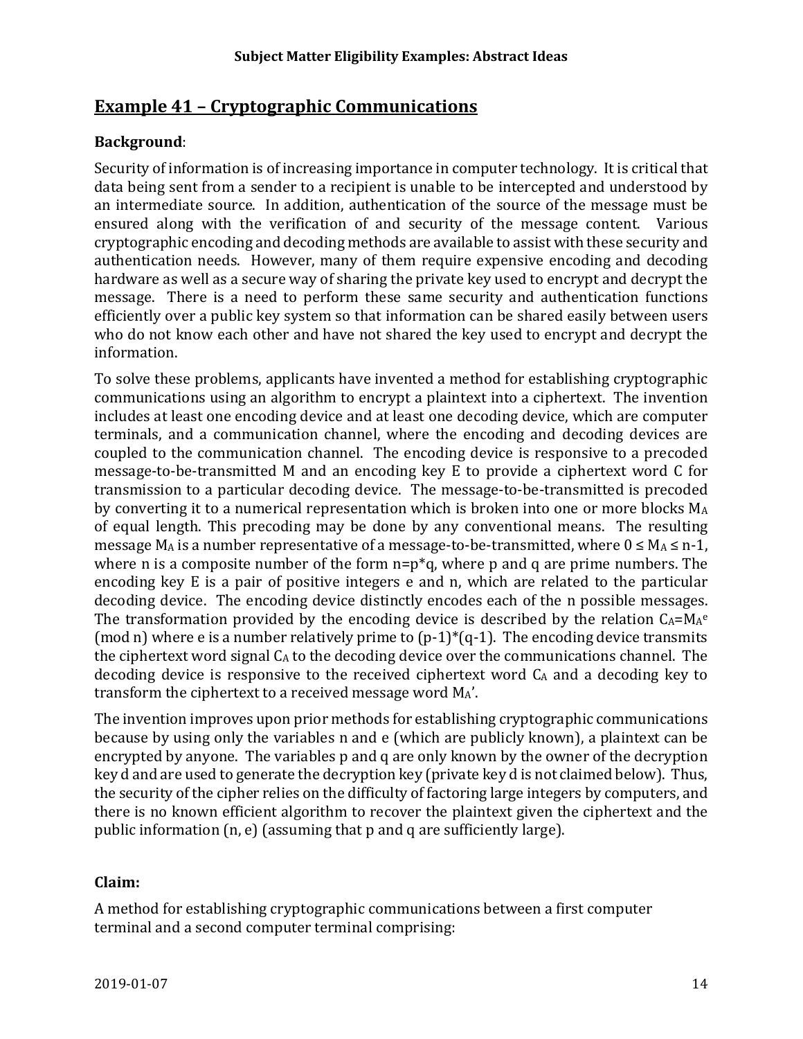## Example 41 – Cryptographic Communications

**Background**:

Security of information is of increasing importance in computer technology. It is critical that data being sent from a sender to a recipient is unable to be intercepted and understood by an intermediate source. In addition, authentication of the source of the message must be ensured along with the verification of and security of the message content. Various cryptographic encoding and decoding methods are available to assist with these security and authentication needs. However, many of them require expensive encoding and decoding hardware as well as a secure way of sharing the private key used to encrypt and decrypt the message. There is a need to perform these same security and authentication functions efficiently over a public key system so that information can be shared easily between users who do not know each other and have not shared the key used to encrypt and decrypt the information.

To solve these problems, applicants have invented a method for establishing cryptographic communications using an algorithm to encrypt a plaintext into a ciphertext. The invention includes at least one encoding device and at least one decoding device, which are computer terminals, and a communication channel, where the encoding and decoding devices are coupled to the communication channel. The encoding device is responsive to a precoded message-to-be-transmitted M and an encoding key E to provide a ciphertext word C for transmission to a particular decoding device. The message-to-be-transmitted is precoded by converting it to a numerical representation which is broken into one or more blocks $M_A$ of equal length. This precoding may be done by any conventional means. The resulting message $M_A$ is a number representative of a message-to-be-transmitted, where $0 \leq M_A \leq n\text{-}1$, where n is a composite number of the form $n=p*q$, where p and q are prime numbers. The encoding key E is a pair of positive integers e and n, which are related to the particular decoding device. The encoding device distinctly encodes each of the n possible messages. The transformation provided by the encoding device is described by the relation $C_A=M_A^e \pmod{n}$ where e is a number relatively prime to $(p\text{-}1)*(q\text{-}1)$. The encoding device transmits the ciphertext word signal $C_A$ to the decoding device over the communications channel. The decoding device is responsive to the received ciphertext word $C_A$ and a decoding key to transform the ciphertext to a received message word $M_A'$.

The invention improves upon prior methods for establishing cryptographic communications because by using only the variables n and e (which are publicly known), a plaintext can be encrypted by anyone. The variables p and q are only known by the owner of the decryption key d and are used to generate the decryption key (private key d is not claimed below). Thus, the security of the cipher relies on the difficulty of factoring large integers by computers, and there is no known efficient algorithm to recover the plaintext given the ciphertext and the public information (n, e) (assuming that p and q are sufficiently large).

**Claim:**

A method for establishing cryptographic communications between a first computer terminal and a second computer terminal comprising: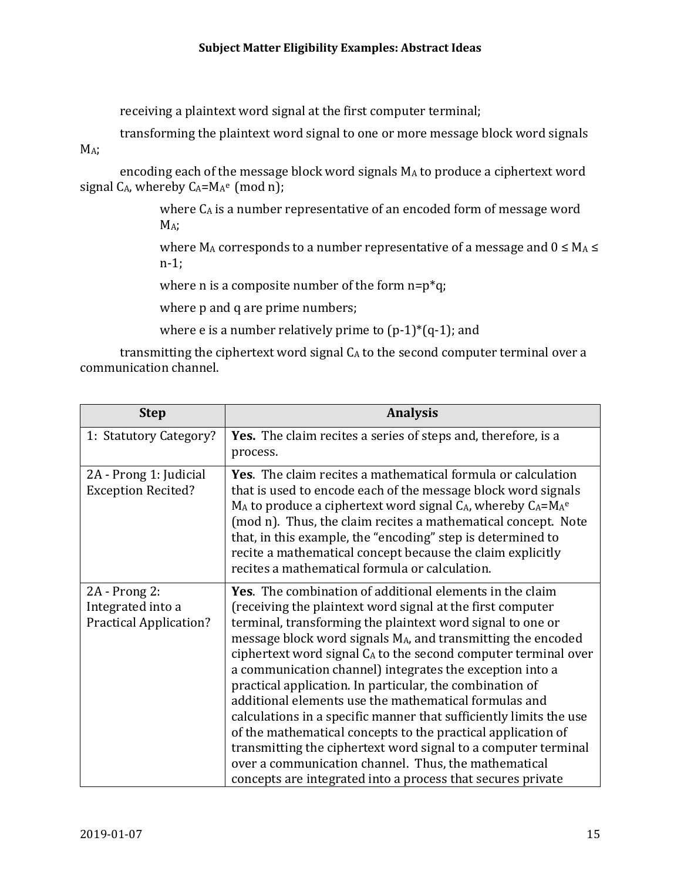receiving a plaintext word signal at the first computer terminal;

transforming the plaintext word signal to one or more message block word signals $M_A$;

encoding each of the message block word signals $M_A$ to produce a ciphertext word signal $C_A$, whereby $C_A = M_A^e \pmod{n}$;

> where $C_A$ is a number representative of an encoded form of message word $M_A$;
>
> where $M_A$ corresponds to a number representative of a message and $0 \leq M_A \leq n-1$;
>
> where n is a composite number of the form $n=p*q$;
>
> where p and q are prime numbers;
>
> where e is a number relatively prime to $(p-1)*(q-1)$; and

transmitting the ciphertext word signal $C_A$ to the second computer terminal over a communication channel.

| Step | Analysis |
|---|---|
| 1: Statutory Category? | **Yes.** The claim recites a series of steps and, therefore, is a process. |
| 2A - Prong 1: Judicial Exception Recited? | **Yes**. The claim recites a mathematical formula or calculation that is used to encode each of the message block word signals $M_A$ to produce a ciphertext word signal $C_A$, whereby $C_A = M_A^e$ (mod n). Thus, the claim recites a mathematical concept. Note that, in this example, the "encoding" step is determined to recite a mathematical concept because the claim explicitly recites a mathematical formula or calculation. |
| 2A - Prong 2: Integrated into a Practical Application? | **Yes**. The combination of additional elements in the claim (receiving the plaintext word signal at the first computer terminal, transforming the plaintext word signal to one or message block word signals $M_A$, and transmitting the encoded ciphertext word signal $C_A$ to the second computer terminal over a communication channel) integrates the exception into a practical application. In particular, the combination of additional elements use the mathematical formulas and calculations in a specific manner that sufficiently limits the use of the mathematical concepts to the practical application of transmitting the ciphertext word signal to a computer terminal over a communication channel. Thus, the mathematical concepts are integrated into a process that secures private |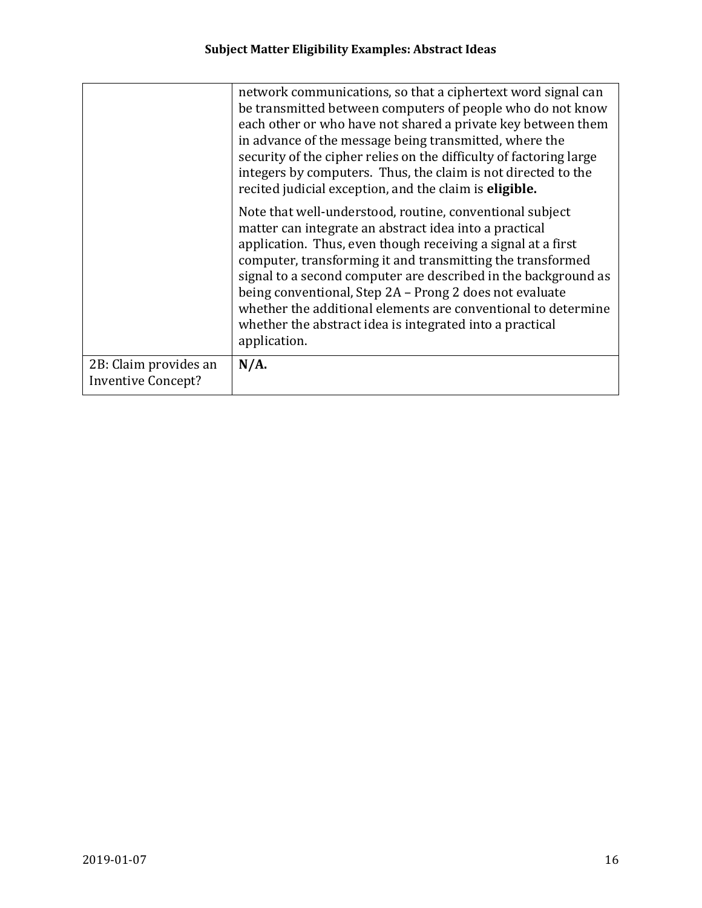| | |
|---|---|
| | network communications, so that a ciphertext word signal can be transmitted between computers of people who do not know each other or who have not shared a private key between them in advance of the message being transmitted, where the security of the cipher relies on the difficulty of factoring large integers by computers. Thus, the claim is not directed to the recited judicial exception, and the claim is **eligible.**<br><br>Note that well-understood, routine, conventional subject matter can integrate an abstract idea into a practical application. Thus, even though receiving a signal at a first computer, transforming it and transmitting the transformed signal to a second computer are described in the background as being conventional, Step 2A – Prong 2 does not evaluate whether the additional elements are conventional to determine whether the abstract idea is integrated into a practical application. |
| 2B: Claim provides an Inventive Concept? | **N/A.** |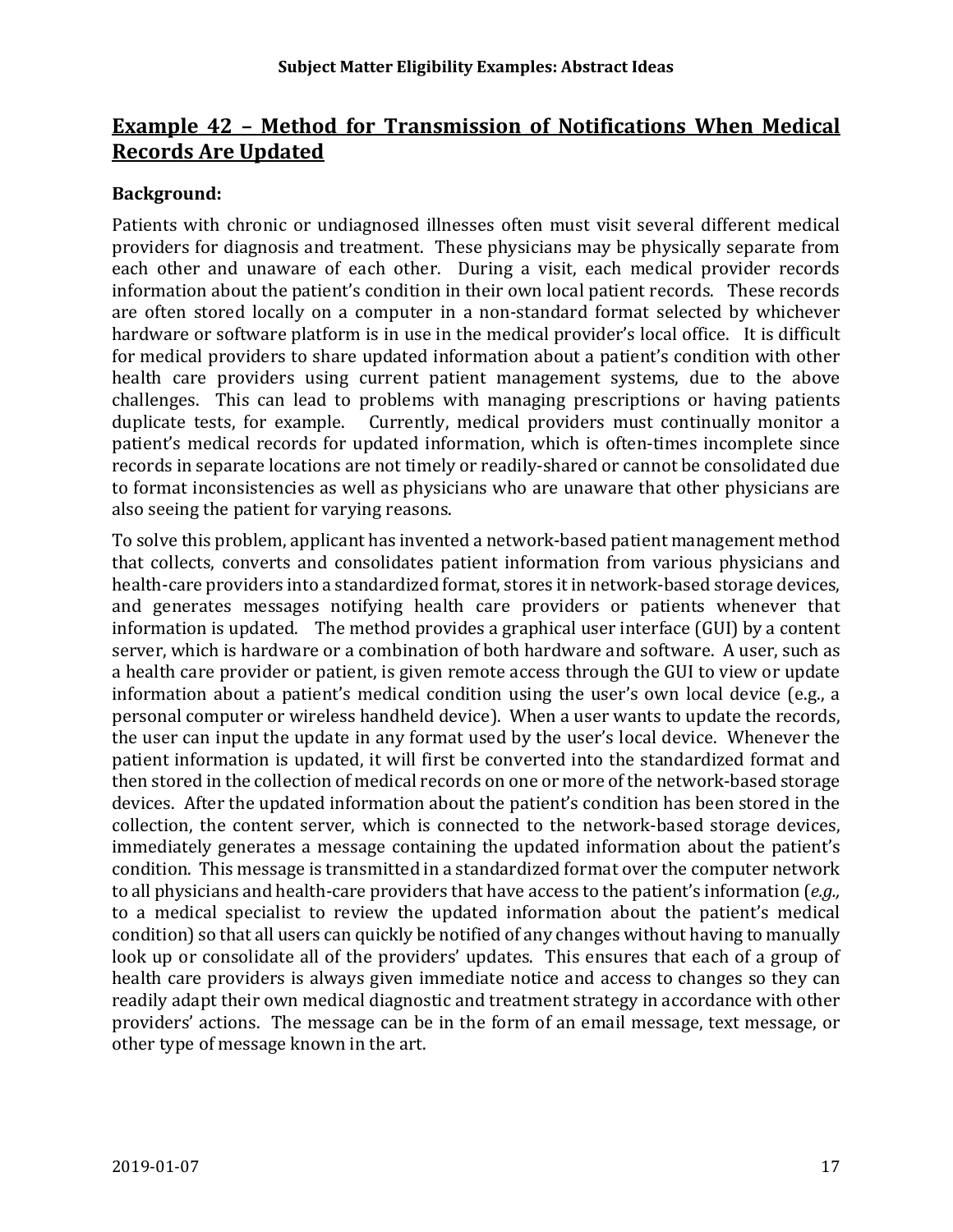## Example 42 – Method for Transmission of Notifications When Medical Records Are Updated

**Background:**

Patients with chronic or undiagnosed illnesses often must visit several different medical providers for diagnosis and treatment. These physicians may be physically separate from each other and unaware of each other. During a visit, each medical provider records information about the patient's condition in their own local patient records. These records are often stored locally on a computer in a non-standard format selected by whichever hardware or software platform is in use in the medical provider's local office. It is difficult for medical providers to share updated information about a patient's condition with other health care providers using current patient management systems, due to the above challenges. This can lead to problems with managing prescriptions or having patients duplicate tests, for example. Currently, medical providers must continually monitor a patient's medical records for updated information, which is often-times incomplete since records in separate locations are not timely or readily-shared or cannot be consolidated due to format inconsistencies as well as physicians who are unaware that other physicians are also seeing the patient for varying reasons.

To solve this problem, applicant has invented a network-based patient management method that collects, converts and consolidates patient information from various physicians and health-care providers into a standardized format, stores it in network-based storage devices, and generates messages notifying health care providers or patients whenever that information is updated. The method provides a graphical user interface (GUI) by a content server, which is hardware or a combination of both hardware and software. A user, such as a health care provider or patient, is given remote access through the GUI to view or update information about a patient's medical condition using the user's own local device (e.g., a personal computer or wireless handheld device). When a user wants to update the records, the user can input the update in any format used by the user's local device. Whenever the patient information is updated, it will first be converted into the standardized format and then stored in the collection of medical records on one or more of the network-based storage devices. After the updated information about the patient's condition has been stored in the collection, the content server, which is connected to the network-based storage devices, immediately generates a message containing the updated information about the patient's condition. This message is transmitted in a standardized format over the computer network to all physicians and health-care providers that have access to the patient's information (*e.g.,* to a medical specialist to review the updated information about the patient's medical condition) so that all users can quickly be notified of any changes without having to manually look up or consolidate all of the providers' updates. This ensures that each of a group of health care providers is always given immediate notice and access to changes so they can readily adapt their own medical diagnostic and treatment strategy in accordance with other providers' actions. The message can be in the form of an email message, text message, or other type of message known in the art.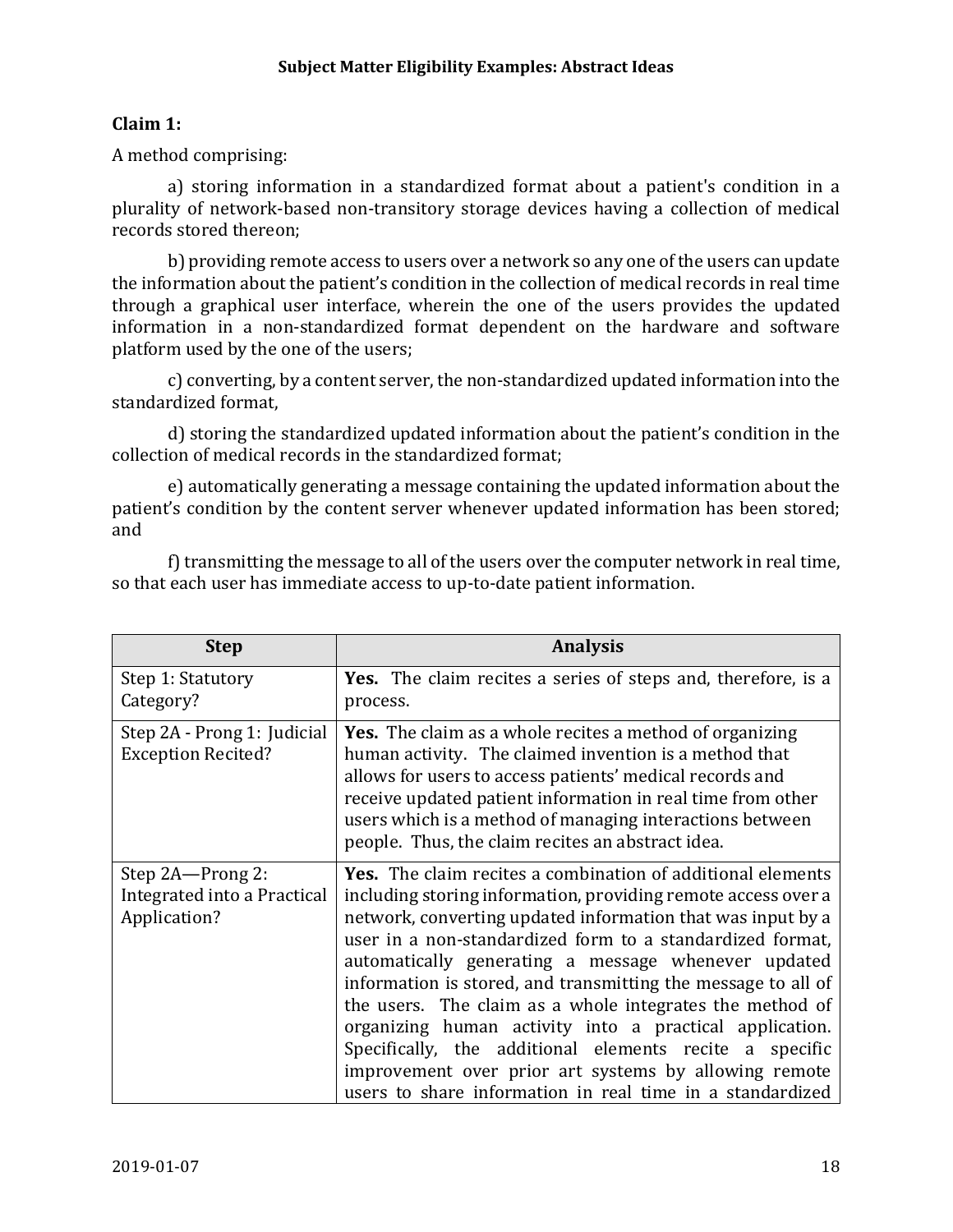**Claim 1:**

A method comprising:

a) storing information in a standardized format about a patient's condition in a plurality of network-based non-transitory storage devices having a collection of medical records stored thereon;

b) providing remote access to users over a network so any one of the users can update the information about the patient's condition in the collection of medical records in real time through a graphical user interface, wherein the one of the users provides the updated information in a non-standardized format dependent on the hardware and software platform used by the one of the users;

c) converting, by a content server, the non-standardized updated information into the standardized format,

d) storing the standardized updated information about the patient's condition in the collection of medical records in the standardized format;

e) automatically generating a message containing the updated information about the patient's condition by the content server whenever updated information has been stored; and

f) transmitting the message to all of the users over the computer network in real time, so that each user has immediate access to up-to-date patient information.

| Step | Analysis |
|---|---|
| Step 1: Statutory Category? | **Yes.** The claim recites a series of steps and, therefore, is a process. |
| Step 2A - Prong 1: Judicial Exception Recited? | **Yes.** The claim as a whole recites a method of organizing human activity. The claimed invention is a method that allows for users to access patients' medical records and receive updated patient information in real time from other users which is a method of managing interactions between people. Thus, the claim recites an abstract idea. |
| Step 2A—Prong 2: Integrated into a Practical Application? | **Yes.** The claim recites a combination of additional elements including storing information, providing remote access over a network, converting updated information that was input by a user in a non-standardized form to a standardized format, automatically generating a message whenever updated information is stored, and transmitting the message to all of the users. The claim as a whole integrates the method of organizing human activity into a practical application. Specifically, the additional elements recite a specific improvement over prior art systems by allowing remote users to share information in real time in a standardized |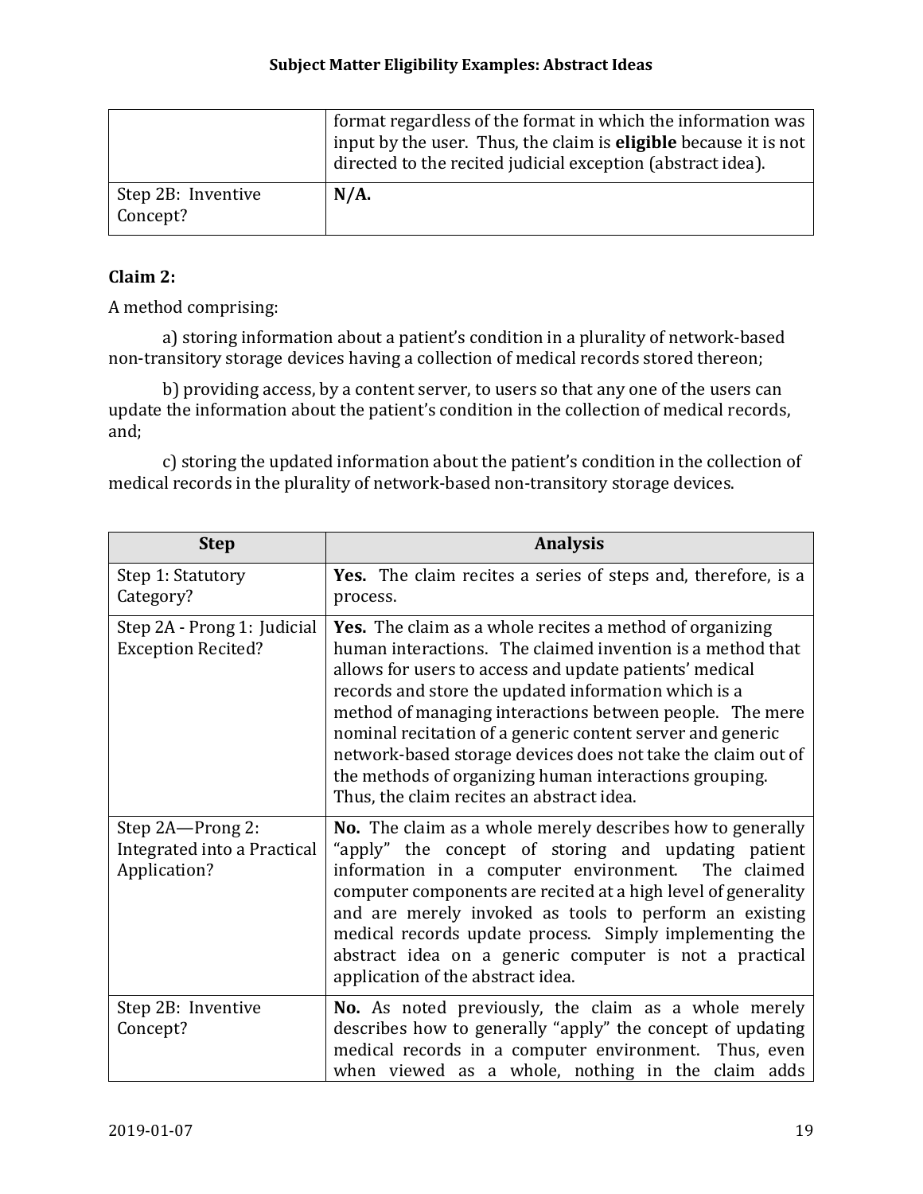| | |
|---|---|
| | format regardless of the format in which the information was input by the user. Thus, the claim is **eligible** because it is not directed to the recited judicial exception (abstract idea). |
| Step 2B: Inventive Concept? | **N/A.** |

**Claim 2:**

A method comprising:

a) storing information about a patient's condition in a plurality of network-based non-transitory storage devices having a collection of medical records stored thereon;

b) providing access, by a content server, to users so that any one of the users can update the information about the patient's condition in the collection of medical records, and;

c) storing the updated information about the patient's condition in the collection of medical records in the plurality of network-based non-transitory storage devices.

| Step | Analysis |
|---|---|
| Step 1: Statutory Category? | **Yes.** The claim recites a series of steps and, therefore, is a process. |
| Step 2A - Prong 1: Judicial Exception Recited? | **Yes.** The claim as a whole recites a method of organizing human interactions. The claimed invention is a method that allows for users to access and update patients' medical records and store the updated information which is a method of managing interactions between people. The mere nominal recitation of a generic content server and generic network-based storage devices does not take the claim out of the methods of organizing human interactions grouping. Thus, the claim recites an abstract idea. |
| Step 2A—Prong 2: Integrated into a Practical Application? | **No.** The claim as a whole merely describes how to generally "apply" the concept of storing and updating patient information in a computer environment. The claimed computer components are recited at a high level of generality and are merely invoked as tools to perform an existing medical records update process. Simply implementing the abstract idea on a generic computer is not a practical application of the abstract idea. |
| Step 2B: Inventive Concept? | **No.** As noted previously, the claim as a whole merely describes how to generally "apply" the concept of updating medical records in a computer environment. Thus, even when viewed as a whole, nothing in the claim adds |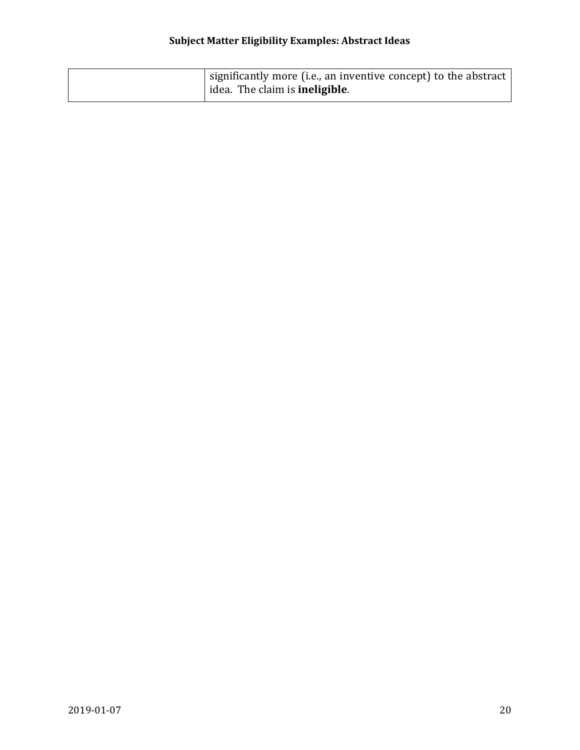| | |
|---|---|
| | significantly more (i.e., an inventive concept) to the abstract idea. The claim is **ineligible**. |